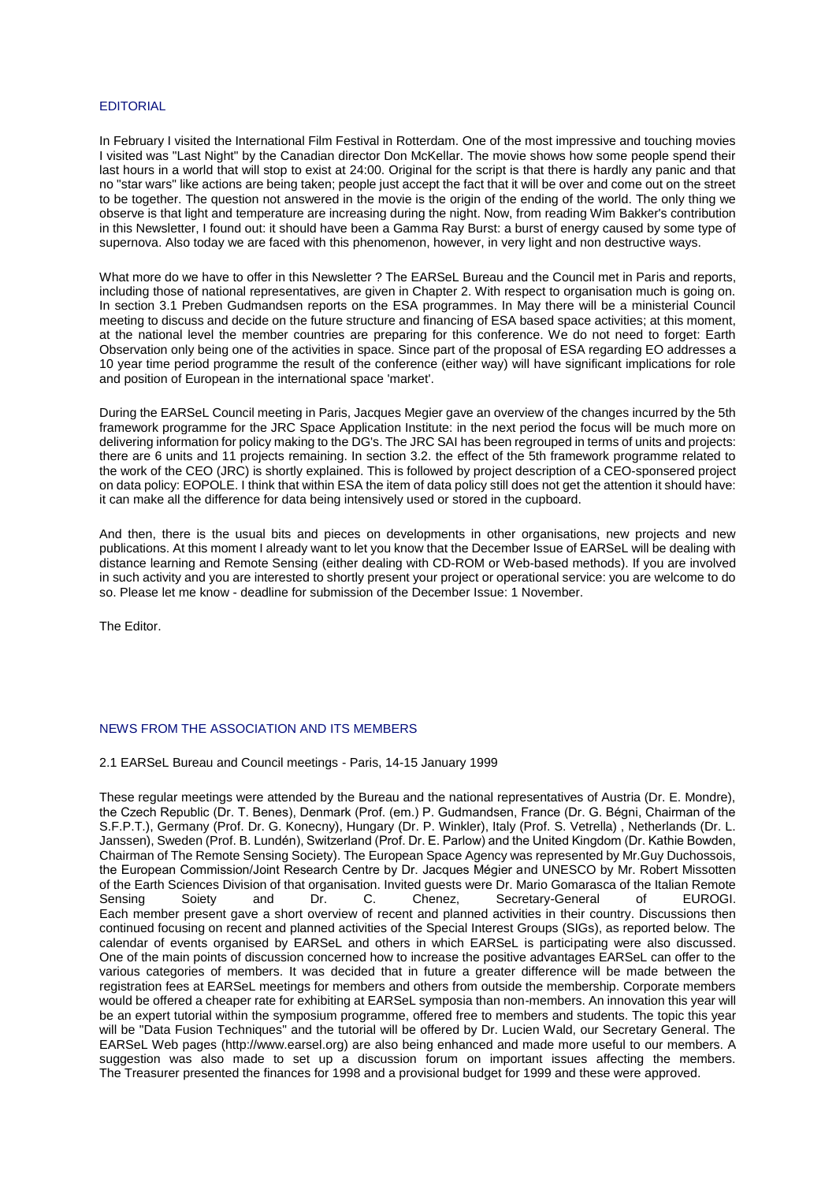## EDITORIAL

In February I visited the International Film Festival in Rotterdam. One of the most impressive and touching movies I visited was "Last Night" by the Canadian director Don McKellar. The movie shows how some people spend their last hours in a world that will stop to exist at 24:00. Original for the script is that there is hardly any panic and that no "star wars" like actions are being taken; people just accept the fact that it will be over and come out on the street to be together. The question not answered in the movie is the origin of the ending of the world. The only thing we observe is that light and temperature are increasing during the night. Now, from reading Wim Bakker's contribution in this Newsletter, I found out: it should have been a Gamma Ray Burst: a burst of energy caused by some type of supernova. Also today we are faced with this phenomenon, however, in very light and non destructive ways.

What more do we have to offer in this Newsletter ? The EARSeL Bureau and the Council met in Paris and reports, including those of national representatives, are given in Chapter 2. With respect to organisation much is going on. In section 3.1 Preben Gudmandsen reports on the ESA programmes. In May there will be a ministerial Council meeting to discuss and decide on the future structure and financing of ESA based space activities; at this moment, at the national level the member countries are preparing for this conference. We do not need to forget: Earth Observation only being one of the activities in space. Since part of the proposal of ESA regarding EO addresses a 10 year time period programme the result of the conference (either way) will have significant implications for role and position of European in the international space 'market'.

During the EARSeL Council meeting in Paris, Jacques Megier gave an overview of the changes incurred by the 5th framework programme for the JRC Space Application Institute: in the next period the focus will be much more on delivering information for policy making to the DG's. The JRC SAI has been regrouped in terms of units and projects: there are 6 units and 11 projects remaining. In section 3.2. the effect of the 5th framework programme related to the work of the CEO (JRC) is shortly explained. This is followed by project description of a CEO-sponsered project on data policy: EOPOLE. I think that within ESA the item of data policy still does not get the attention it should have: it can make all the difference for data being intensively used or stored in the cupboard.

And then, there is the usual bits and pieces on developments in other organisations, new projects and new publications. At this moment I already want to let you know that the December Issue of EARSeL will be dealing with distance learning and Remote Sensing (either dealing with CD-ROM or Web-based methods). If you are involved in such activity and you are interested to shortly present your project or operational service: you are welcome to do so. Please let me know - deadline for submission of the December Issue: 1 November.

The Editor.

## NEWS FROM THE ASSOCIATION AND ITS MEMBERS

### 2.1 EARSeL Bureau and Council meetings - Paris, 14-15 January 1999

These regular meetings were attended by the Bureau and the national representatives of Austria (Dr. E. Mondre), the Czech Republic (Dr. T. Benes), Denmark (Prof. (em.) P. Gudmandsen, France (Dr. G. Bégni, Chairman of the S.F.P.T.), Germany (Prof. Dr. G. Konecny), Hungary (Dr. P. Winkler), Italy (Prof. S. Vetrella) , Netherlands (Dr. L. Janssen), Sweden (Prof. B. Lundén), Switzerland (Prof. Dr. E. Parlow) and the United Kingdom (Dr. Kathie Bowden, Chairman of The Remote Sensing Society). The European Space Agency was represented by Mr.Guy Duchossois, the European Commission/Joint Research Centre by Dr. Jacques Mégier and UNESCO by Mr. Robert Missotten of the Earth Sciences Division of that organisation. Invited guests were Dr. Mario Gomarasca of the Italian Remote Sensing Soiety and Dr. C. Chenez, Secretary-General of EUROGI. Each member present gave a short overview of recent and planned activities in their country. Discussions then continued focusing on recent and planned activities of the Special Interest Groups (SIGs), as reported below. The calendar of events organised by EARSeL and others in which EARSeL is participating were also discussed. One of the main points of discussion concerned how to increase the positive advantages EARSeL can offer to the various categories of members. It was decided that in future a greater difference will be made between the registration fees at EARSeL meetings for members and others from outside the membership. Corporate members would be offered a cheaper rate for exhibiting at EARSeL symposia than non-members. An innovation this year will be an expert tutorial within the symposium programme, offered free to members and students. The topic this year will be "Data Fusion Techniques" and the tutorial will be offered by Dr. Lucien Wald, our Secretary General. The EARSeL Web pages (http://www.earsel.org) are also being enhanced and made more useful to our members. A suggestion was also made to set up a discussion forum on important issues affecting the members. The Treasurer presented the finances for 1998 and a provisional budget for 1999 and these were approved.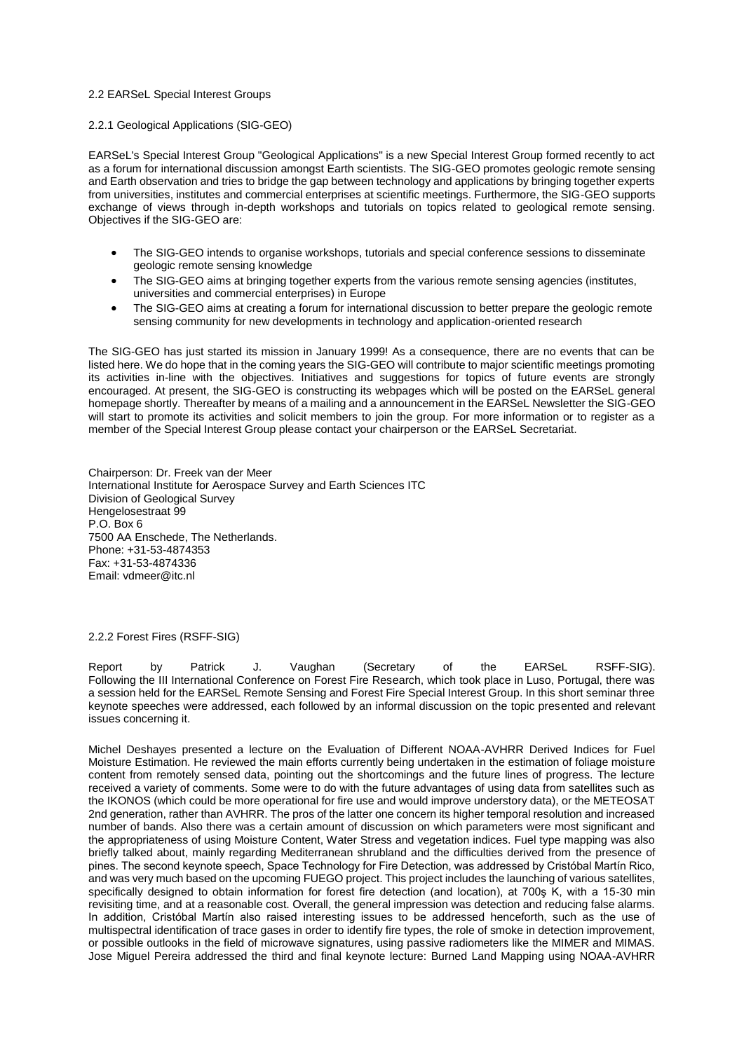## 2.2 EARSeL Special Interest Groups

### 2.2.1 Geological Applications (SIG-GEO)

EARSeL's Special Interest Group "Geological Applications" is a new Special Interest Group formed recently to act as a forum for international discussion amongst Earth scientists. The SIG-GEO promotes geologic remote sensing and Earth observation and tries to bridge the gap between technology and applications by bringing together experts from universities, institutes and commercial enterprises at scientific meetings. Furthermore, the SIG-GEO supports exchange of views through in-depth workshops and tutorials on topics related to geological remote sensing. Objectives if the SIG-GEO are:

- The SIG-GEO intends to organise workshops, tutorials and special conference sessions to disseminate geologic remote sensing knowledge
- The SIG-GEO aims at bringing together experts from the various remote sensing agencies (institutes, universities and commercial enterprises) in Europe
- The SIG-GEO aims at creating a forum for international discussion to better prepare the geologic remote sensing community for new developments in technology and application-oriented research

The SIG-GEO has just started its mission in January 1999! As a consequence, there are no events that can be listed here. We do hope that in the coming years the SIG-GEO will contribute to major scientific meetings promoting its activities in-line with the objectives. Initiatives and suggestions for topics of future events are strongly encouraged. At present, the SIG-GEO is constructing its webpages which will be posted on the EARSeL general homepage shortly. Thereafter by means of a mailing and a announcement in the EARSeL Newsletter the SIG-GEO will start to promote its activities and solicit members to join the group. For more information or to register as a member of the Special Interest Group please contact your chairperson or the EARSeL Secretariat.

Chairperson: Dr. Freek van der Meer
International Institute for Aerospace Survey and Earth Sciences ITC
Division of Geological Survey
Hengelosestraat 99
P.O. Box 6
7500 AA Enschede, The Netherlands.
Phone: +31-53-4874353
Fax: +31-53-4874336
Email: vdmeer@itc.nl

### 2.2.2 Forest Fires (RSFF-SIG)

Report by Patrick J. Vaughan (Secretary of the EARSeL RSFF-SIG).
Following the III International Conference on Forest Fire Research, which took place in Luso, Portugal, there was a session held for the EARSeL Remote Sensing and Forest Fire Special Interest Group. In this short seminar three keynote speeches were addressed, each followed by an informal discussion on the topic presented and relevant issues concerning it.

Michel Deshayes presented a lecture on the Evaluation of Different NOAA-AVHRR Derived Indices for Fuel Moisture Estimation. He reviewed the main efforts currently being undertaken in the estimation of foliage moisture content from remotely sensed data, pointing out the shortcomings and the future lines of progress. The lecture received a variety of comments. Some were to do with the future advantages of using data from satellites such as the IKONOS (which could be more operational for fire use and would improve understory data), or the METEOSAT 2nd generation, rather than AVHRR. The pros of the latter one concern its higher temporal resolution and increased number of bands. Also there was a certain amount of discussion on which parameters were most significant and the appropriateness of using Moisture Content, Water Stress and vegetation indices. Fuel type mapping was also briefly talked about, mainly regarding Mediterranean shrubland and the difficulties derived from the presence of pines. The second keynote speech, Space Technology for Fire Detection, was addressed by Cristóbal Martín Rico, and was very much based on the upcoming FUEGO project. This project includes the launching of various satellites, specifically designed to obtain information for forest fire detection (and location), at 700ş K, with a 15-30 min revisiting time, and at a reasonable cost. Overall, the general impression was detection and reducing false alarms. In addition, Cristóbal Martín also raised interesting issues to be addressed henceforth, such as the use of multispectral identification of trace gases in order to identify fire types, the role of smoke in detection improvement, or possible outlooks in the field of microwave signatures, using passive radiometers like the MIMER and MIMAS. Jose Miguel Pereira addressed the third and final keynote lecture: Burned Land Mapping using NOAA-AVHRR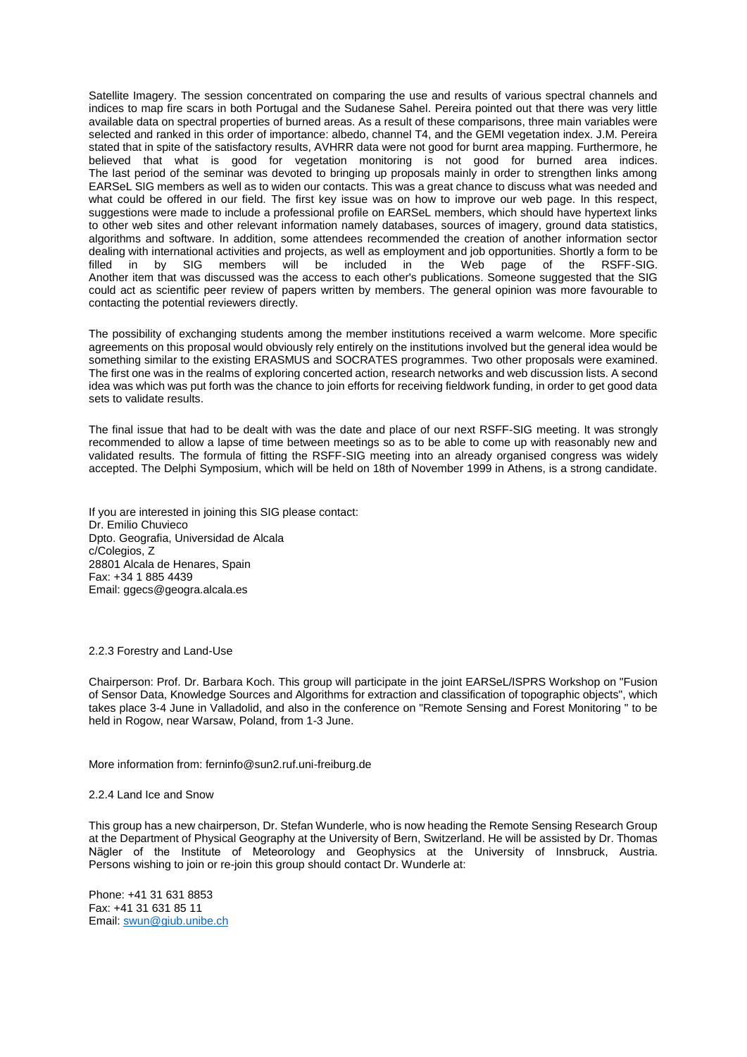Satellite Imagery. The session concentrated on comparing the use and results of various spectral channels and indices to map fire scars in both Portugal and the Sudanese Sahel. Pereira pointed out that there was very little available data on spectral properties of burned areas. As a result of these comparisons, three main variables were selected and ranked in this order of importance: albedo, channel T4, and the GEMI vegetation index. J.M. Pereira stated that in spite of the satisfactory results, AVHRR data were not good for burnt area mapping. Furthermore, he believed that what is good for vegetation monitoring is not good for burned area indices. The last period of the seminar was devoted to bringing up proposals mainly in order to strengthen links among EARSeL SIG members as well as to widen our contacts. This was a great chance to discuss what was needed and what could be offered in our field. The first key issue was on how to improve our web page. In this respect, suggestions were made to include a professional profile on EARSeL members, which should have hypertext links to other web sites and other relevant information namely databases, sources of imagery, ground data statistics, algorithms and software. In addition, some attendees recommended the creation of another information sector dealing with international activities and projects, as well as employment and job opportunities. Shortly a form to be filled in by SIG members will be included in the Web page of the RSFF-SIG. Another item that was discussed was the access to each other's publications. Someone suggested that the SIG could act as scientific peer review of papers written by members. The general opinion was more favourable to contacting the potential reviewers directly.

The possibility of exchanging students among the member institutions received a warm welcome. More specific agreements on this proposal would obviously rely entirely on the institutions involved but the general idea would be something similar to the existing ERASMUS and SOCRATES programmes. Two other proposals were examined. The first one was in the realms of exploring concerted action, research networks and web discussion lists. A second idea was which was put forth was the chance to join efforts for receiving fieldwork funding, in order to get good data sets to validate results.

The final issue that had to be dealt with was the date and place of our next RSFF-SIG meeting. It was strongly recommended to allow a lapse of time between meetings so as to be able to come up with reasonably new and validated results. The formula of fitting the RSFF-SIG meeting into an already organised congress was widely accepted. The Delphi Symposium, which will be held on 18th of November 1999 in Athens, is a strong candidate.

If you are interested in joining this SIG please contact:
Dr. Emilio Chuvieco
Dpto. Geografia, Universidad de Alcala
c/Colegios, Z
28801 Alcala de Henares, Spain
Fax: +34 1 885 4439
Email: ggecs@geogra.alcala.es

### 2.2.3 Forestry and Land-Use

Chairperson: Prof. Dr. Barbara Koch. This group will participate in the joint EARSeL/ISPRS Workshop on "Fusion of Sensor Data, Knowledge Sources and Algorithms for extraction and classification of topographic objects", which takes place 3-4 June in Valladolid, and also in the conference on "Remote Sensing and Forest Monitoring " to be held in Rogow, near Warsaw, Poland, from 1-3 June.

More information from: ferninfo@sun2.ruf.uni-freiburg.de

### 2.2.4 Land Ice and Snow

This group has a new chairperson, Dr. Stefan Wunderle, who is now heading the Remote Sensing Research Group at the Department of Physical Geography at the University of Bern, Switzerland. He will be assisted by Dr. Thomas Nägler of the Institute of Meteorology and Geophysics at the University of Innsbruck, Austria. Persons wishing to join or re-join this group should contact Dr. Wunderle at:

Phone: +41 31 631 8853
Fax: +41 31 631 85 11
Email: swun@giub.unibe.ch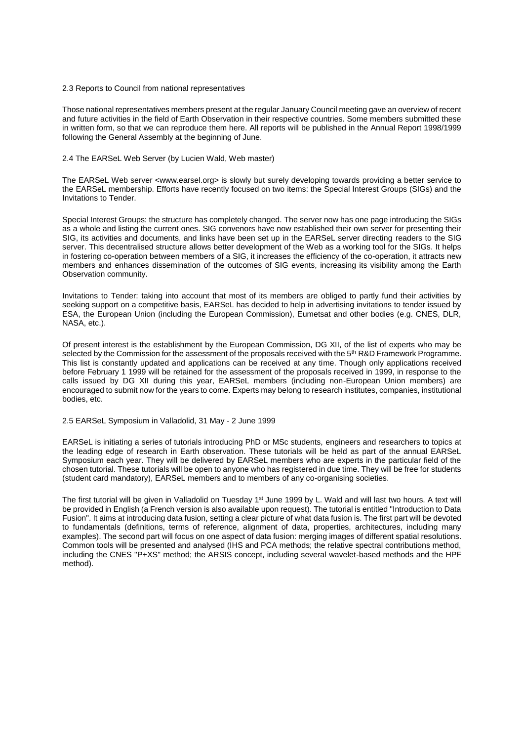## 2.3 Reports to Council from national representatives

Those national representatives members present at the regular January Council meeting gave an overview of recent and future activities in the field of Earth Observation in their respective countries. Some members submitted these in written form, so that we can reproduce them here. All reports will be published in the Annual Report 1998/1999 following the General Assembly at the beginning of June.

## 2.4 The EARSeL Web Server (by Lucien Wald, Web master)

The EARSeL Web server <www.earsel.org> is slowly but surely developing towards providing a better service to the EARSeL membership. Efforts have recently focused on two items: the Special Interest Groups (SIGs) and the Invitations to Tender.

Special Interest Groups: the structure has completely changed. The server now has one page introducing the SIGs as a whole and listing the current ones. SIG convenors have now established their own server for presenting their SIG, its activities and documents, and links have been set up in the EARSeL server directing readers to the SIG server. This decentralised structure allows better development of the Web as a working tool for the SIGs. It helps in fostering co-operation between members of a SIG, it increases the efficiency of the co-operation, it attracts new members and enhances dissemination of the outcomes of SIG events, increasing its visibility among the Earth Observation community.

Invitations to Tender: taking into account that most of its members are obliged to partly fund their activities by seeking support on a competitive basis, EARSeL has decided to help in advertising invitations to tender issued by ESA, the European Union (including the European Commission), Eumetsat and other bodies (e.g. CNES, DLR, NASA, etc.).

Of present interest is the establishment by the European Commission, DG XII, of the list of experts who may be selected by the Commission for the assessment of the proposals received with the 5th R&D Framework Programme. This list is constantly updated and applications can be received at any time. Though only applications received before February 1 1999 will be retained for the assessment of the proposals received in 1999, in response to the calls issued by DG XII during this year, EARSeL members (including non-European Union members) are encouraged to submit now for the years to come. Experts may belong to research institutes, companies, institutional bodies, etc.

## 2.5 EARSeL Symposium in Valladolid, 31 May - 2 June 1999

EARSeL is initiating a series of tutorials introducing PhD or MSc students, engineers and researchers to topics at the leading edge of research in Earth observation. These tutorials will be held as part of the annual EARSeL Symposium each year. They will be delivered by EARSeL members who are experts in the particular field of the chosen tutorial. These tutorials will be open to anyone who has registered in due time. They will be free for students (student card mandatory), EARSeL members and to members of any co-organising societies.

The first tutorial will be given in Valladolid on Tuesday 1st June 1999 by L. Wald and will last two hours. A text will be provided in English (a French version is also available upon request). The tutorial is entitled "Introduction to Data Fusion". It aims at introducing data fusion, setting a clear picture of what data fusion is. The first part will be devoted to fundamentals (definitions, terms of reference, alignment of data, properties, architectures, including many examples). The second part will focus on one aspect of data fusion: merging images of different spatial resolutions. Common tools will be presented and analysed (IHS and PCA methods; the relative spectral contributions method, including the CNES "P+XS" method; the ARSIS concept, including several wavelet-based methods and the HPF method).